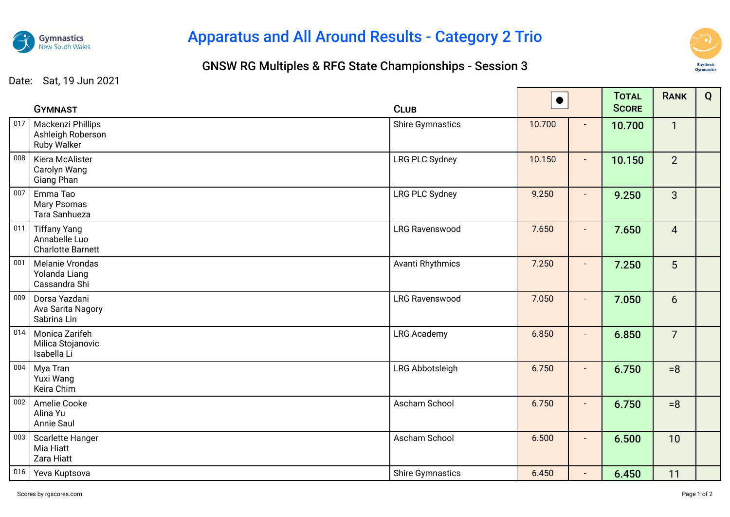# Apparatus and All Around Results - Category 2 Trio

## GNSW RG Multiples & RFG State Championships - Session 3

Date: Sat, 19 Jun 2021

| | Gymnast | Club | ● | | Total Score | Rank | Q |
|---|---|---|---|---|---|---|---|
| 017 | Mackenzi Phillips<br>Ashleigh Roberson<br>Ruby Walker | Shire Gymnastics | 10.700 | - | **10.700** | 1 | |
| 008 | Kiera McAlister<br>Carolyn Wang<br>Giang Phan | LRG PLC Sydney | 10.150 | - | **10.150** | 2 | |
| 007 | Emma Tao<br>Mary Psomas<br>Tara Sanhueza | LRG PLC Sydney | 9.250 | - | **9.250** | 3 | |
| 011 | Tiffany Yang<br>Annabelle Luo<br>Charlotte Barnett | LRG Ravenswood | 7.650 | - | **7.650** | 4 | |
| 001 | Melanie Vrondas<br>Yolanda Liang<br>Cassandra Shi | Avanti Rhythmics | 7.250 | - | **7.250** | 5 | |
| 009 | Dorsa Yazdani<br>Ava Sarita Nagory<br>Sabrina Lin | LRG Ravenswood | 7.050 | - | **7.050** | 6 | |
| 014 | Monica Zarifeh<br>Milica Stojanovic<br>Isabella Li | LRG Academy | 6.850 | - | **6.850** | 7 | |
| 004 | Mya Tran<br>Yuxi Wang<br>Keira Chim | LRG Abbotsleigh | 6.750 | - | **6.750** | =8 | |
| 002 | Amelie Cooke<br>Alina Yu<br>Annie Saul | Ascham School | 6.750 | - | **6.750** | =8 | |
| 003 | Scarlette Hanger<br>Mia Hiatt<br>Zara Hiatt | Ascham School | 6.500 | - | **6.500** | 10 | |
| 016 | Yeva Kuptsova | Shire Gymnastics | 6.450 | - | **6.450** | 11 | |

Scores by rgscores.com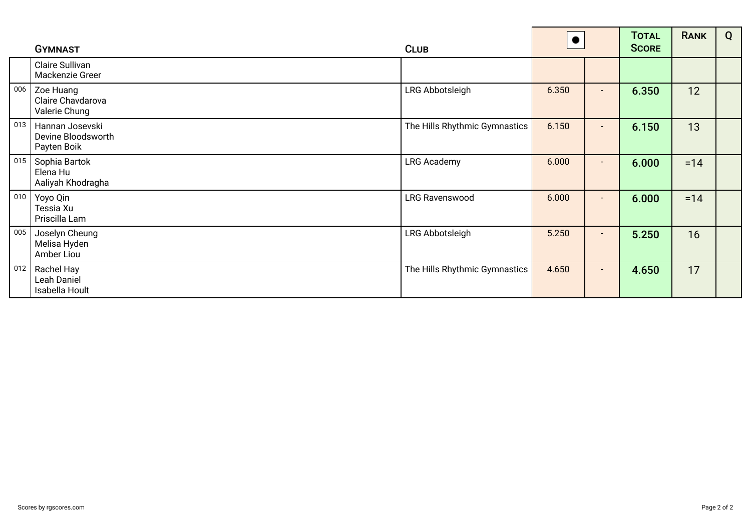| | Gymnast | Club | ● | | Total Score | Rank | Q |
|---|---|---|---|---|---|---|---|
| | Claire Sullivan<br>Mackenzie Greer | | | | | | |
| 006 | Zoe Huang<br>Claire Chavdarova<br>Valerie Chung | LRG Abbotsleigh | 6.350 | - | 6.350 | 12 | |
| 013 | Hannan Josevski<br>Devine Bloodsworth<br>Payten Boik | The Hills Rhythmic Gymnastics | 6.150 | - | 6.150 | 13 | |
| 015 | Sophia Bartok<br>Elena Hu<br>Aaliyah Khodragha | LRG Academy | 6.000 | - | 6.000 | =14 | |
| 010 | Yoyo Qin<br>Tessia Xu<br>Priscilla Lam | LRG Ravenswood | 6.000 | - | 6.000 | =14 | |
| 005 | Joselyn Cheung<br>Melisa Hyden<br>Amber Liou | LRG Abbotsleigh | 5.250 | - | 5.250 | 16 | |
| 012 | Rachel Hay<br>Leah Daniel<br>Isabella Hoult | The Hills Rhythmic Gymnastics | 4.650 | - | 4.650 | 17 | |

Scores by rgscores.com